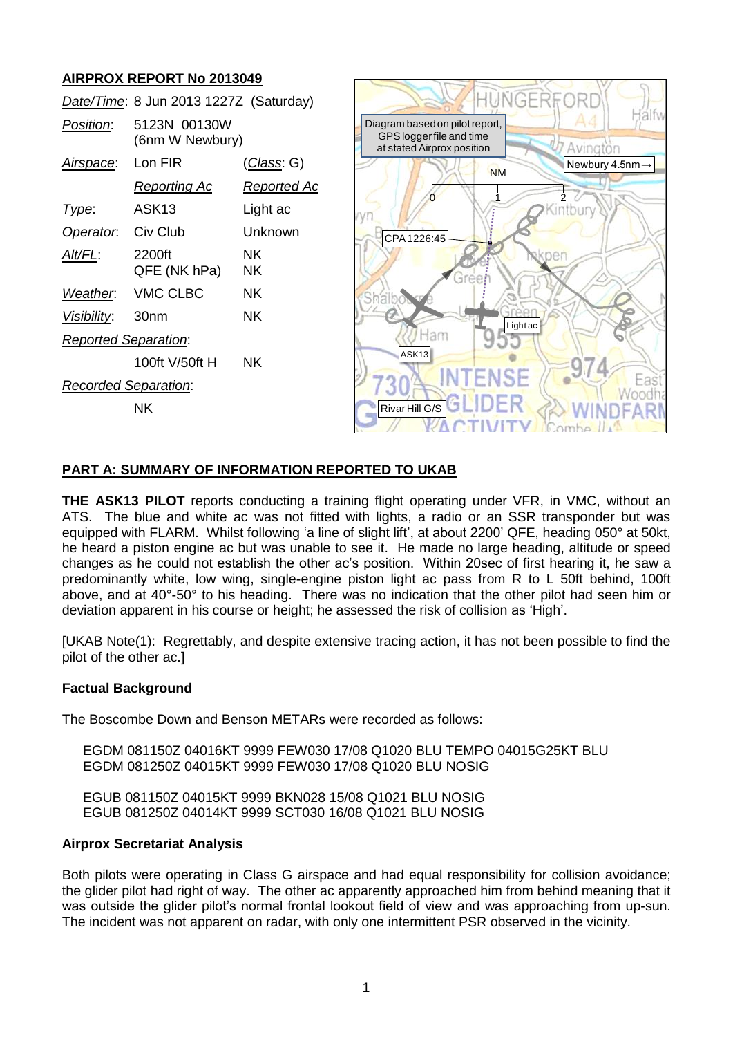## AIRPROX REPORT No 2013049

| | | |
|---|---|---|
| *Date/Time*: | 8 Jun 2013 1227Z (Saturday) | |
| *Position*: | 5123N 00130W (6nm W Newbury) | |
| *Airspace*: | Lon FIR | (*Class*: G) |
| | *Reporting Ac* | *Reported Ac* |
| *Type*: | ASK13 | Light ac |
| *Operator*: | Civ Club | Unknown |
| *Alt/FL*: | 2200ft QFE (NK hPa) | NK NK |
| *Weather*: | VMC CLBC | NK |
| *Visibility*: | 30nm | NK |
| *Reported Separation*: | | |
| | 100ft V/50ft H | NK |
| *Recorded Separation*: | | |
| | NK | |

Diagram based on pilot report, GPS logger file and time at stated Airprox position

## PART A: SUMMARY OF INFORMATION REPORTED TO UKAB

**THE ASK13 PILOT** reports conducting a training flight operating under VFR, in VMC, without an ATS. The blue and white ac was not fitted with lights, a radio or an SSR transponder but was equipped with FLARM. Whilst following 'a line of slight lift', at about 2200' QFE, heading 050° at 50kt, he heard a piston engine ac but was unable to see it. He made no large heading, altitude or speed changes as he could not establish the other ac's position. Within 20sec of first hearing it, he saw a predominantly white, low wing, single-engine piston light ac pass from R to L 50ft behind, 100ft above, and at 40°-50° to his heading. There was no indication that the other pilot had seen him or deviation apparent in his course or height; he assessed the risk of collision as 'High'.

[UKAB Note(1): Regrettably, and despite extensive tracing action, it has not been possible to find the pilot of the other ac.]

### Factual Background

The Boscombe Down and Benson METARs were recorded as follows:

EGDM 081150Z 04016KT 9999 FEW030 17/08 Q1020 BLU TEMPO 04015G25KT BLU
EGDM 081250Z 04015KT 9999 FEW030 17/08 Q1020 BLU NOSIG

EGUB 081150Z 04015KT 9999 BKN028 15/08 Q1021 BLU NOSIG
EGUB 081250Z 04014KT 9999 SCT030 16/08 Q1021 BLU NOSIG

### Airprox Secretariat Analysis

Both pilots were operating in Class G airspace and had equal responsibility for collision avoidance; the glider pilot had right of way. The other ac apparently approached him from behind meaning that it was outside the glider pilot's normal frontal lookout field of view and was approaching from up-sun. The incident was not apparent on radar, with only one intermittent PSR observed in the vicinity.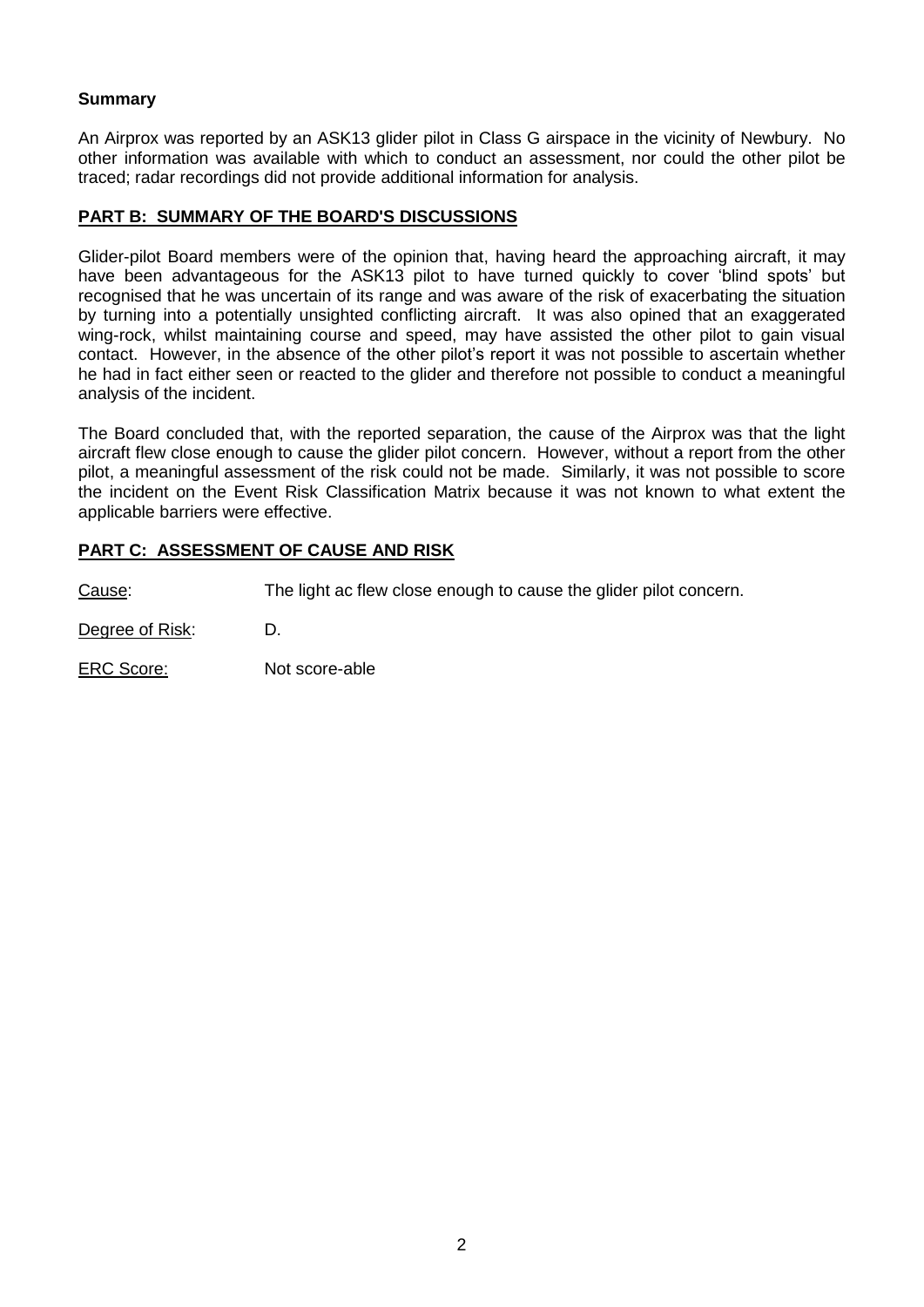**Summary**

An Airprox was reported by an ASK13 glider pilot in Class G airspace in the vicinity of Newbury. No other information was available with which to conduct an assessment, nor could the other pilot be traced; radar recordings did not provide additional information for analysis.

## PART B: SUMMARY OF THE BOARD'S DISCUSSIONS

Glider-pilot Board members were of the opinion that, having heard the approaching aircraft, it may have been advantageous for the ASK13 pilot to have turned quickly to cover 'blind spots' but recognised that he was uncertain of its range and was aware of the risk of exacerbating the situation by turning into a potentially unsighted conflicting aircraft. It was also opined that an exaggerated wing-rock, whilst maintaining course and speed, may have assisted the other pilot to gain visual contact. However, in the absence of the other pilot's report it was not possible to ascertain whether he had in fact either seen or reacted to the glider and therefore not possible to conduct a meaningful analysis of the incident.

The Board concluded that, with the reported separation, the cause of the Airprox was that the light aircraft flew close enough to cause the glider pilot concern. However, without a report from the other pilot, a meaningful assessment of the risk could not be made. Similarly, it was not possible to score the incident on the Event Risk Classification Matrix because it was not known to what extent the applicable barriers were effective.

## PART C: ASSESSMENT OF CAUSE AND RISK

Cause: The light ac flew close enough to cause the glider pilot concern.

Degree of Risk: D.

ERC Score: Not score-able